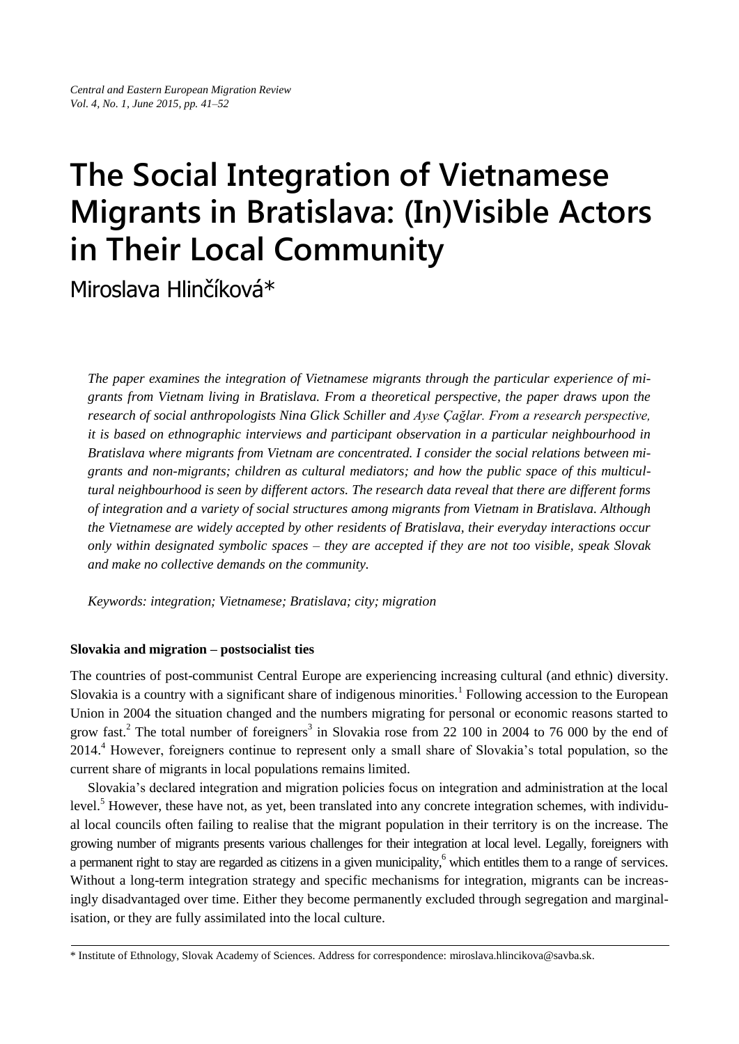# The Social Integration of Vietnamese Migrants in Bratislava: (In)Visible Actors in Their Local Community

Miroslava Hlinčíková*

*The paper examines the integration of Vietnamese migrants through the particular experience of migrants from Vietnam living in Bratislava. From a theoretical perspective, the paper draws upon the research of social anthropologists Nina Glick Schiller and Ayse Çağlar. From a research perspective, it is based on ethnographic interviews and participant observation in a particular neighbourhood in Bratislava where migrants from Vietnam are concentrated. I consider the social relations between migrants and non-migrants; children as cultural mediators; and how the public space of this multicultural neighbourhood is seen by different actors. The research data reveal that there are different forms of integration and a variety of social structures among migrants from Vietnam in Bratislava. Although the Vietnamese are widely accepted by other residents of Bratislava, their everyday interactions occur only within designated symbolic spaces – they are accepted if they are not too visible, speak Slovak and make no collective demands on the community.*

*Keywords: integration; Vietnamese; Bratislava; city; migration*

**Slovakia and migration – postsocialist ties**

The countries of post-communist Central Europe are experiencing increasing cultural (and ethnic) diversity. Slovakia is a country with a significant share of indigenous minorities.[1] Following accession to the European Union in 2004 the situation changed and the numbers migrating for personal or economic reasons started to grow fast.[2] The total number of foreigners[3] in Slovakia rose from 22 100 in 2004 to 76 000 by the end of 2014.[4] However, foreigners continue to represent only a small share of Slovakia's total population, so the current share of migrants in local populations remains limited.

Slovakia's declared integration and migration policies focus on integration and administration at the local level.[5] However, these have not, as yet, been translated into any concrete integration schemes, with individual local councils often failing to realise that the migrant population in their territory is on the increase. The growing number of migrants presents various challenges for their integration at local level. Legally, foreigners with a permanent right to stay are regarded as citizens in a given municipality,[6] which entitles them to a range of services. Without a long-term integration strategy and specific mechanisms for integration, migrants can be increasingly disadvantaged over time. Either they become permanently excluded through segregation and marginalisation, or they are fully assimilated into the local culture.

\* Institute of Ethnology, Slovak Academy of Sciences. Address for correspondence: miroslava.hlincikova@savba.sk.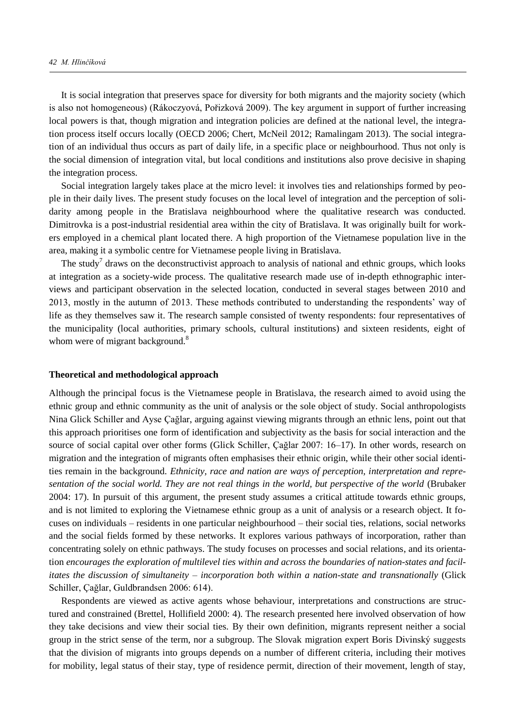It is social integration that preserves space for diversity for both migrants and the majority society (which is also not homogeneous) (Rákoczyová, Pořizková 2009). The key argument in support of further increasing local powers is that, though migration and integration policies are defined at the national level, the integration process itself occurs locally (OECD 2006; Chert, McNeil 2012; Ramalingam 2013). The social integration of an individual thus occurs as part of daily life, in a specific place or neighbourhood. Thus not only is the social dimension of integration vital, but local conditions and institutions also prove decisive in shaping the integration process.

Social integration largely takes place at the micro level: it involves ties and relationships formed by people in their daily lives. The present study focuses on the local level of integration and the perception of solidarity among people in the Bratislava neighbourhood where the qualitative research was conducted. Dimitrovka is a post-industrial residential area within the city of Bratislava. It was originally built for workers employed in a chemical plant located there. A high proportion of the Vietnamese population live in the area, making it a symbolic centre for Vietnamese people living in Bratislava.

The study[7] draws on the deconstructivist approach to analysis of national and ethnic groups, which looks at integration as a society-wide process. The qualitative research made use of in-depth ethnographic interviews and participant observation in the selected location, conducted in several stages between 2010 and 2013, mostly in the autumn of 2013. These methods contributed to understanding the respondents' way of life as they themselves saw it. The research sample consisted of twenty respondents: four representatives of the municipality (local authorities, primary schools, cultural institutions) and sixteen residents, eight of whom were of migrant background.[8]

### Theoretical and methodological approach

Although the principal focus is the Vietnamese people in Bratislava, the research aimed to avoid using the ethnic group and ethnic community as the unit of analysis or the sole object of study. Social anthropologists Nina Glick Schiller and Ayse Çağlar, arguing against viewing migrants through an ethnic lens, point out that this approach prioritises one form of identification and subjectivity as the basis for social interaction and the source of social capital over other forms (Glick Schiller, Çağlar 2007: 16–17). In other words, research on migration and the integration of migrants often emphasises their ethnic origin, while their other social identities remain in the background. *Ethnicity, race and nation are ways of perception, interpretation and representation of the social world. They are not real things in the world, but perspective of the world* (Brubaker 2004: 17). In pursuit of this argument, the present study assumes a critical attitude towards ethnic groups, and is not limited to exploring the Vietnamese ethnic group as a unit of analysis or a research object. It focuses on individuals – residents in one particular neighbourhood – their social ties, relations, social networks and the social fields formed by these networks. It explores various pathways of incorporation, rather than concentrating solely on ethnic pathways. The study focuses on processes and social relations, and its orientation *encourages the exploration of multilevel ties within and across the boundaries of nation-states and facilitates the discussion of simultaneity – incorporation both within a nation-state and transnationally* (Glick Schiller, Çağlar, Guldbrandsen 2006: 614).

Respondents are viewed as active agents whose behaviour, interpretations and constructions are structured and constrained (Brettel, Hollifield 2000: 4). The research presented here involved observation of how they take decisions and view their social ties. By their own definition, migrants represent neither a social group in the strict sense of the term, nor a subgroup. The Slovak migration expert Boris Divinský suggests that the division of migrants into groups depends on a number of different criteria, including their motives for mobility, legal status of their stay, type of residence permit, direction of their movement, length of stay,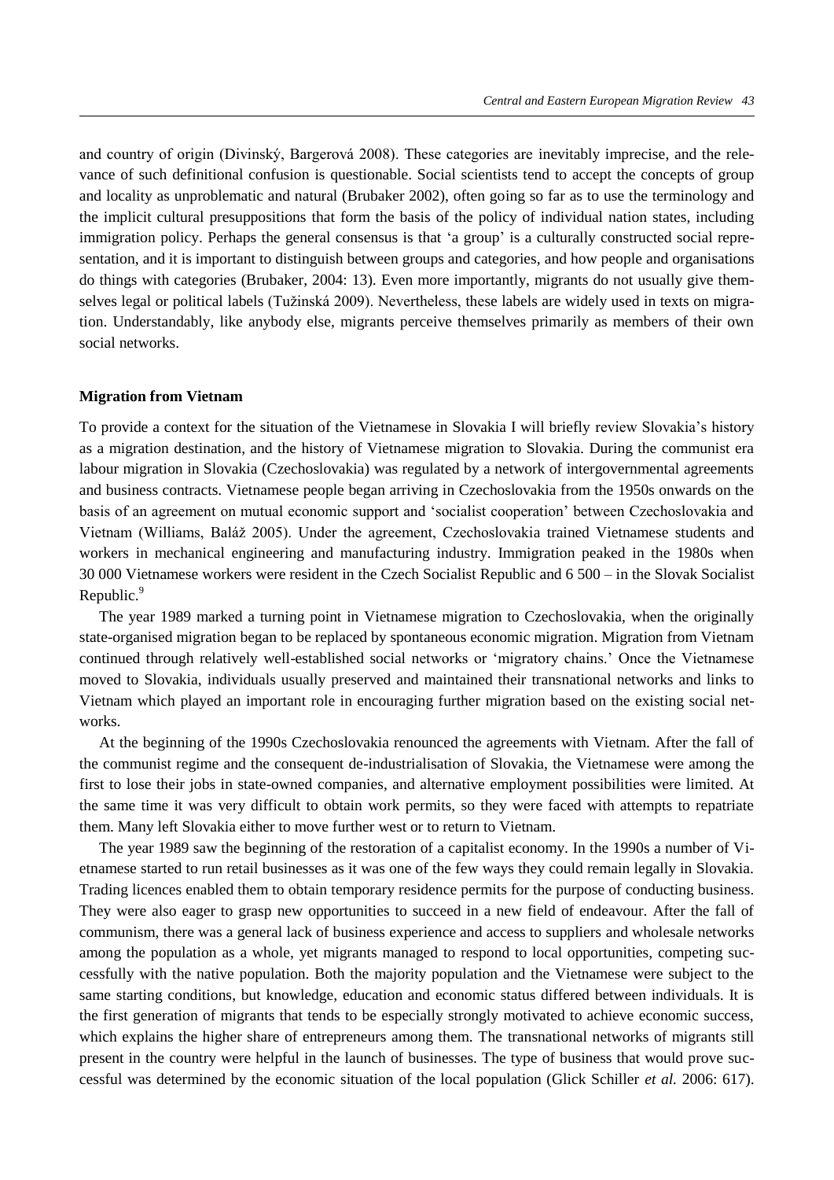and country of origin (Divinský, Bargerová 2008). These categories are inevitably imprecise, and the relevance of such definitional confusion is questionable. Social scientists tend to accept the concepts of group and locality as unproblematic and natural (Brubaker 2002), often going so far as to use the terminology and the implicit cultural presuppositions that form the basis of the policy of individual nation states, including immigration policy. Perhaps the general consensus is that 'a group' is a culturally constructed social representation, and it is important to distinguish between groups and categories, and how people and organisations do things with categories (Brubaker, 2004: 13). Even more importantly, migrants do not usually give themselves legal or political labels (Tužinská 2009). Nevertheless, these labels are widely used in texts on migration. Understandably, like anybody else, migrants perceive themselves primarily as members of their own social networks.

**Migration from Vietnam**

To provide a context for the situation of the Vietnamese in Slovakia I will briefly review Slovakia's history as a migration destination, and the history of Vietnamese migration to Slovakia. During the communist era labour migration in Slovakia (Czechoslovakia) was regulated by a network of intergovernmental agreements and business contracts. Vietnamese people began arriving in Czechoslovakia from the 1950s onwards on the basis of an agreement on mutual economic support and 'socialist cooperation' between Czechoslovakia and Vietnam (Williams, Baláž 2005). Under the agreement, Czechoslovakia trained Vietnamese students and workers in mechanical engineering and manufacturing industry. Immigration peaked in the 1980s when 30 000 Vietnamese workers were resident in the Czech Socialist Republic and 6 500 – in the Slovak Socialist Republic.[9]

The year 1989 marked a turning point in Vietnamese migration to Czechoslovakia, when the originally state-organised migration began to be replaced by spontaneous economic migration. Migration from Vietnam continued through relatively well-established social networks or 'migratory chains.' Once the Vietnamese moved to Slovakia, individuals usually preserved and maintained their transnational networks and links to Vietnam which played an important role in encouraging further migration based on the existing social networks.

At the beginning of the 1990s Czechoslovakia renounced the agreements with Vietnam. After the fall of the communist regime and the consequent de-industrialisation of Slovakia, the Vietnamese were among the first to lose their jobs in state-owned companies, and alternative employment possibilities were limited. At the same time it was very difficult to obtain work permits, so they were faced with attempts to repatriate them. Many left Slovakia either to move further west or to return to Vietnam.

The year 1989 saw the beginning of the restoration of a capitalist economy. In the 1990s a number of Vietnamese started to run retail businesses as it was one of the few ways they could remain legally in Slovakia. Trading licences enabled them to obtain temporary residence permits for the purpose of conducting business. They were also eager to grasp new opportunities to succeed in a new field of endeavour. After the fall of communism, there was a general lack of business experience and access to suppliers and wholesale networks among the population as a whole, yet migrants managed to respond to local opportunities, competing successfully with the native population. Both the majority population and the Vietnamese were subject to the same starting conditions, but knowledge, education and economic status differed between individuals. It is the first generation of migrants that tends to be especially strongly motivated to achieve economic success, which explains the higher share of entrepreneurs among them. The transnational networks of migrants still present in the country were helpful in the launch of businesses. The type of business that would prove successful was determined by the economic situation of the local population (Glick Schiller *et al.* 2006: 617).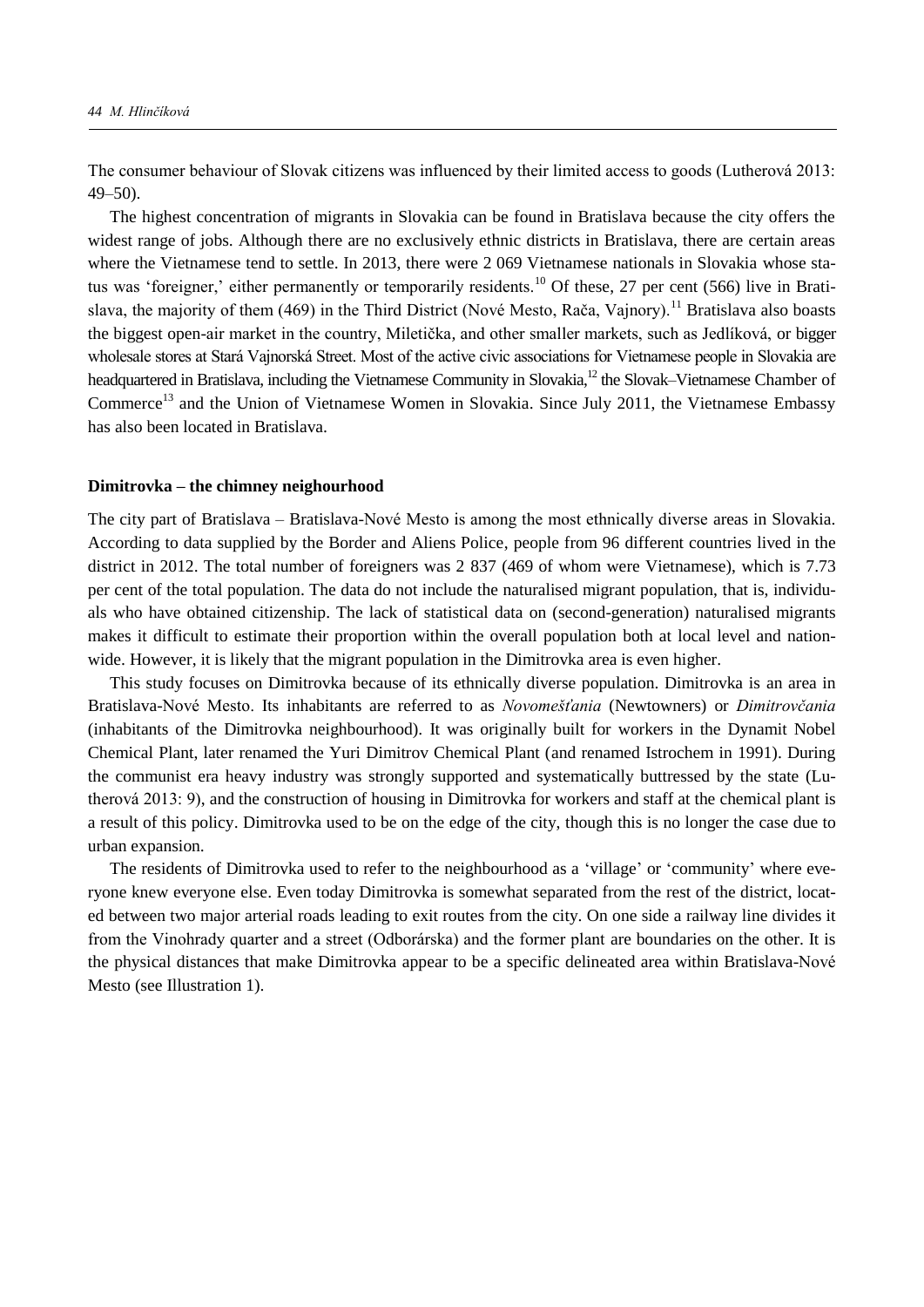The consumer behaviour of Slovak citizens was influenced by their limited access to goods (Lutherová 2013: 49–50).

The highest concentration of migrants in Slovakia can be found in Bratislava because the city offers the widest range of jobs. Although there are no exclusively ethnic districts in Bratislava, there are certain areas where the Vietnamese tend to settle. In 2013, there were 2 069 Vietnamese nationals in Slovakia whose status was 'foreigner,' either permanently or temporarily residents.[10] Of these, 27 per cent (566) live in Bratislava, the majority of them (469) in the Third District (Nové Mesto, Rača, Vajnory).[11] Bratislava also boasts the biggest open-air market in the country, Miletička, and other smaller markets, such as Jedlíková, or bigger wholesale stores at Stará Vajnorská Street. Most of the active civic associations for Vietnamese people in Slovakia are headquartered in Bratislava, including the Vietnamese Community in Slovakia,[12] the Slovak–Vietnamese Chamber of Commerce[13] and the Union of Vietnamese Women in Slovakia. Since July 2011, the Vietnamese Embassy has also been located in Bratislava.

## Dimitrovka – the chimney neighourhood

The city part of Bratislava – Bratislava-Nové Mesto is among the most ethnically diverse areas in Slovakia. According to data supplied by the Border and Aliens Police, people from 96 different countries lived in the district in 2012. The total number of foreigners was 2 837 (469 of whom were Vietnamese), which is 7.73 per cent of the total population. The data do not include the naturalised migrant population, that is, individuals who have obtained citizenship. The lack of statistical data on (second-generation) naturalised migrants makes it difficult to estimate their proportion within the overall population both at local level and nationwide. However, it is likely that the migrant population in the Dimitrovka area is even higher.

This study focuses on Dimitrovka because of its ethnically diverse population. Dimitrovka is an area in Bratislava-Nové Mesto. Its inhabitants are referred to as *Novomešťania* (Newtowners) or *Dimitrovčania* (inhabitants of the Dimitrovka neighbourhood). It was originally built for workers in the Dynamit Nobel Chemical Plant, later renamed the Yuri Dimitrov Chemical Plant (and renamed Istrochem in 1991). During the communist era heavy industry was strongly supported and systematically buttressed by the state (Lutherová 2013: 9), and the construction of housing in Dimitrovka for workers and staff at the chemical plant is a result of this policy. Dimitrovka used to be on the edge of the city, though this is no longer the case due to urban expansion.

The residents of Dimitrovka used to refer to the neighbourhood as a 'village' or 'community' where everyone knew everyone else. Even today Dimitrovka is somewhat separated from the rest of the district, located between two major arterial roads leading to exit routes from the city. On one side a railway line divides it from the Vinohrady quarter and a street (Odborárska) and the former plant are boundaries on the other. It is the physical distances that make Dimitrovka appear to be a specific delineated area within Bratislava-Nové Mesto (see Illustration 1).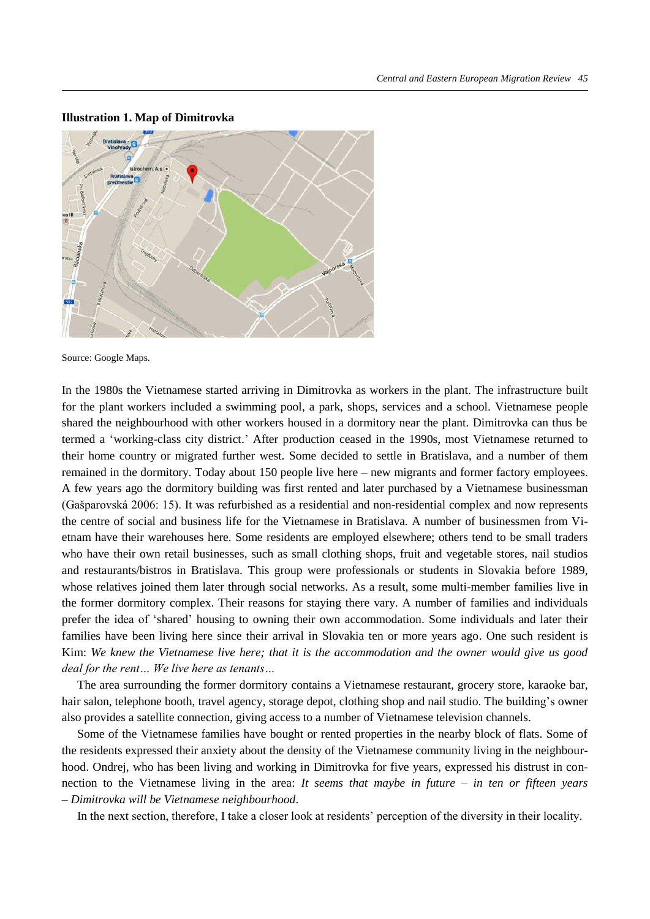**Illustration 1. Map of Dimitrovka**

Source: Google Maps.

In the 1980s the Vietnamese started arriving in Dimitrovka as workers in the plant. The infrastructure built for the plant workers included a swimming pool, a park, shops, services and a school. Vietnamese people shared the neighbourhood with other workers housed in a dormitory near the plant. Dimitrovka can thus be termed a 'working-class city district.' After production ceased in the 1990s, most Vietnamese returned to their home country or migrated further west. Some decided to settle in Bratislava, and a number of them remained in the dormitory. Today about 150 people live here – new migrants and former factory employees. A few years ago the dormitory building was first rented and later purchased by a Vietnamese businessman (Gašparovská 2006: 15). It was refurbished as a residential and non-residential complex and now represents the centre of social and business life for the Vietnamese in Bratislava. A number of businessmen from Vietnam have their warehouses here. Some residents are employed elsewhere; others tend to be small traders who have their own retail businesses, such as small clothing shops, fruit and vegetable stores, nail studios and restaurants/bistros in Bratislava. This group were professionals or students in Slovakia before 1989, whose relatives joined them later through social networks. As a result, some multi-member families live in the former dormitory complex. Their reasons for staying there vary. A number of families and individuals prefer the idea of 'shared' housing to owning their own accommodation. Some individuals and later their families have been living here since their arrival in Slovakia ten or more years ago. One such resident is Kim: *We knew the Vietnamese live here; that it is the accommodation and the owner would give us good deal for the rent… We live here as tenants…*

The area surrounding the former dormitory contains a Vietnamese restaurant, grocery store, karaoke bar, hair salon, telephone booth, travel agency, storage depot, clothing shop and nail studio. The building's owner also provides a satellite connection, giving access to a number of Vietnamese television channels.

Some of the Vietnamese families have bought or rented properties in the nearby block of flats. Some of the residents expressed their anxiety about the density of the Vietnamese community living in the neighbourhood. Ondrej, who has been living and working in Dimitrovka for five years, expressed his distrust in connection to the Vietnamese living in the area: *It seems that maybe in future – in ten or fifteen years – Dimitrovka will be Vietnamese neighbourhood*.

In the next section, therefore, I take a closer look at residents' perception of the diversity in their locality.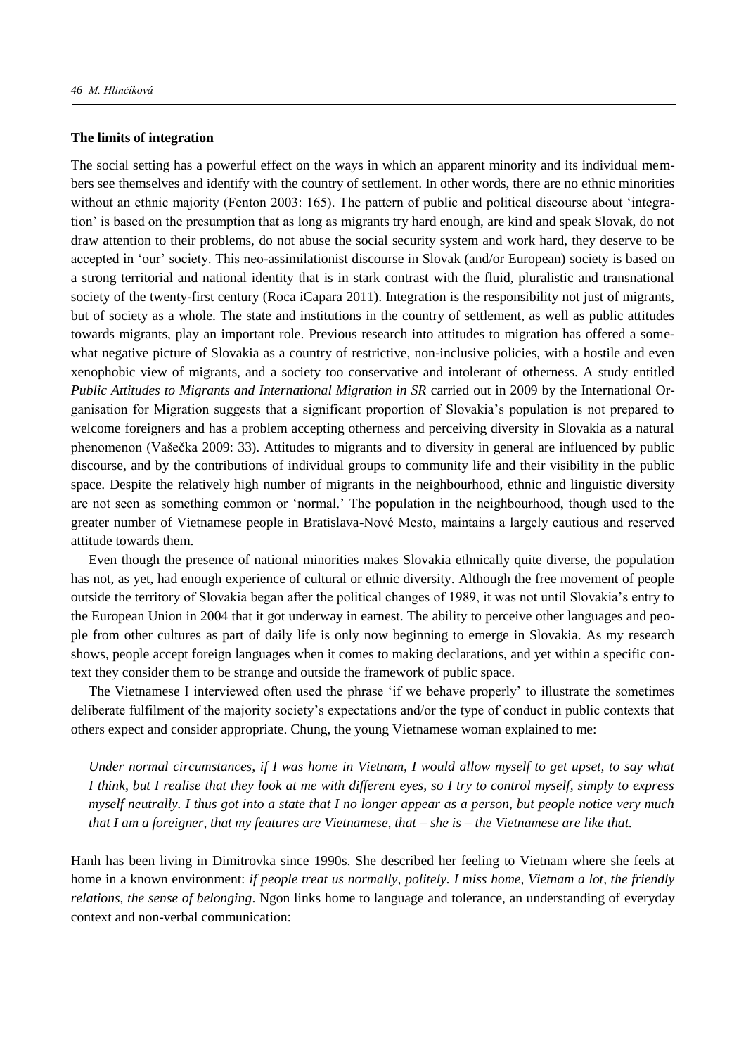## The limits of integration

The social setting has a powerful effect on the ways in which an apparent minority and its individual members see themselves and identify with the country of settlement. In other words, there are no ethnic minorities without an ethnic majority (Fenton 2003: 165). The pattern of public and political discourse about 'integration' is based on the presumption that as long as migrants try hard enough, are kind and speak Slovak, do not draw attention to their problems, do not abuse the social security system and work hard, they deserve to be accepted in 'our' society. This neo-assimilationist discourse in Slovak (and/or European) society is based on a strong territorial and national identity that is in stark contrast with the fluid, pluralistic and transnational society of the twenty-first century (Roca iCapara 2011). Integration is the responsibility not just of migrants, but of society as a whole. The state and institutions in the country of settlement, as well as public attitudes towards migrants, play an important role. Previous research into attitudes to migration has offered a somewhat negative picture of Slovakia as a country of restrictive, non-inclusive policies, with a hostile and even xenophobic view of migrants, and a society too conservative and intolerant of otherness. A study entitled *Public Attitudes to Migrants and International Migration in SR* carried out in 2009 by the International Organisation for Migration suggests that a significant proportion of Slovakia's population is not prepared to welcome foreigners and has a problem accepting otherness and perceiving diversity in Slovakia as a natural phenomenon (Vašečka 2009: 33). Attitudes to migrants and to diversity in general are influenced by public discourse, and by the contributions of individual groups to community life and their visibility in the public space. Despite the relatively high number of migrants in the neighbourhood, ethnic and linguistic diversity are not seen as something common or 'normal.' The population in the neighbourhood, though used to the greater number of Vietnamese people in Bratislava-Nové Mesto, maintains a largely cautious and reserved attitude towards them.

Even though the presence of national minorities makes Slovakia ethnically quite diverse, the population has not, as yet, had enough experience of cultural or ethnic diversity. Although the free movement of people outside the territory of Slovakia began after the political changes of 1989, it was not until Slovakia's entry to the European Union in 2004 that it got underway in earnest. The ability to perceive other languages and people from other cultures as part of daily life is only now beginning to emerge in Slovakia. As my research shows, people accept foreign languages when it comes to making declarations, and yet within a specific context they consider them to be strange and outside the framework of public space.

The Vietnamese I interviewed often used the phrase 'if we behave properly' to illustrate the sometimes deliberate fulfilment of the majority society's expectations and/or the type of conduct in public contexts that others expect and consider appropriate. Chung, the young Vietnamese woman explained to me:

> *Under normal circumstances, if I was home in Vietnam, I would allow myself to get upset, to say what I think, but I realise that they look at me with different eyes, so I try to control myself, simply to express myself neutrally. I thus got into a state that I no longer appear as a person, but people notice very much that I am a foreigner, that my features are Vietnamese, that – she is – the Vietnamese are like that.*

Hanh has been living in Dimitrovka since 1990s. She described her feeling to Vietnam where she feels at home in a known environment: *if people treat us normally, politely. I miss home, Vietnam a lot, the friendly relations, the sense of belonging*. Ngon links home to language and tolerance, an understanding of everyday context and non-verbal communication: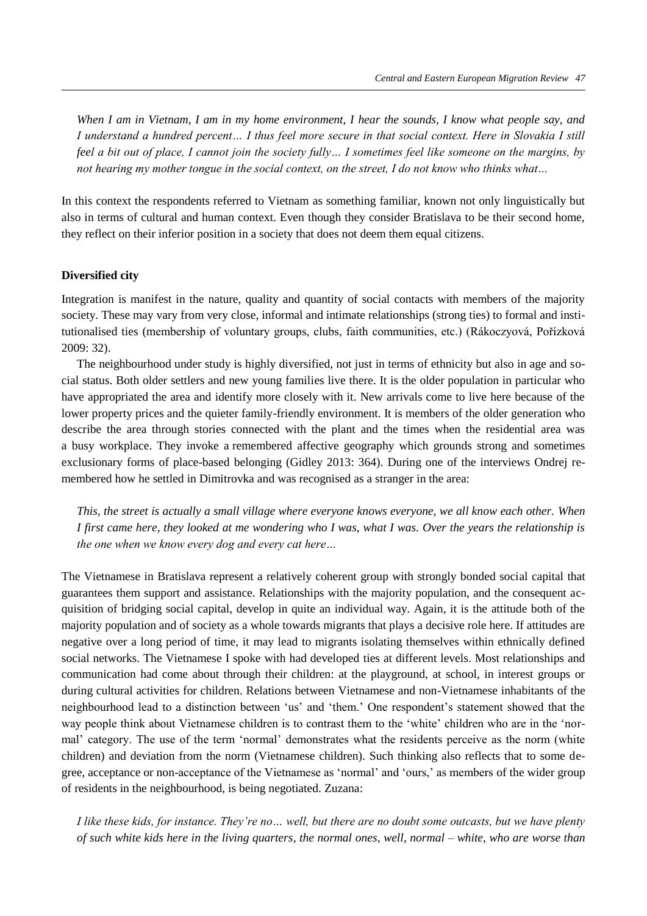*When I am in Vietnam, I am in my home environment, I hear the sounds, I know what people say, and I understand a hundred percent… I thus feel more secure in that social context. Here in Slovakia I still feel a bit out of place, I cannot join the society fully… I sometimes feel like someone on the margins, by not hearing my mother tongue in the social context, on the street, I do not know who thinks what…*

In this context the respondents referred to Vietnam as something familiar, known not only linguistically but also in terms of cultural and human context. Even though they consider Bratislava to be their second home, they reflect on their inferior position in a society that does not deem them equal citizens.

**Diversified city**

Integration is manifest in the nature, quality and quantity of social contacts with members of the majority society. These may vary from very close, informal and intimate relationships (strong ties) to formal and institutionalised ties (membership of voluntary groups, clubs, faith communities, etc.) (Rákoczyová, Pořízková 2009: 32).

The neighbourhood under study is highly diversified, not just in terms of ethnicity but also in age and social status. Both older settlers and new young families live there. It is the older population in particular who have appropriated the area and identify more closely with it. New arrivals come to live here because of the lower property prices and the quieter family-friendly environment. It is members of the older generation who describe the area through stories connected with the plant and the times when the residential area was a busy workplace. They invoke a remembered affective geography which grounds strong and sometimes exclusionary forms of place-based belonging (Gidley 2013: 364). During one of the interviews Ondrej remembered how he settled in Dimitrovka and was recognised as a stranger in the area:

*This, the street is actually a small village where everyone knows everyone, we all know each other. When I first came here, they looked at me wondering who I was, what I was. Over the years the relationship is the one when we know every dog and every cat here…*

The Vietnamese in Bratislava represent a relatively coherent group with strongly bonded social capital that guarantees them support and assistance. Relationships with the majority population, and the consequent acquisition of bridging social capital, develop in quite an individual way. Again, it is the attitude both of the majority population and of society as a whole towards migrants that plays a decisive role here. If attitudes are negative over a long period of time, it may lead to migrants isolating themselves within ethnically defined social networks. The Vietnamese I spoke with had developed ties at different levels. Most relationships and communication had come about through their children: at the playground, at school, in interest groups or during cultural activities for children. Relations between Vietnamese and non-Vietnamese inhabitants of the neighbourhood lead to a distinction between 'us' and 'them.' One respondent's statement showed that the way people think about Vietnamese children is to contrast them to the 'white' children who are in the 'normal' category. The use of the term 'normal' demonstrates what the residents perceive as the norm (white children) and deviation from the norm (Vietnamese children). Such thinking also reflects that to some degree, acceptance or non-acceptance of the Vietnamese as 'normal' and 'ours,' as members of the wider group of residents in the neighbourhood, is being negotiated. Zuzana:

*I like these kids, for instance. They're no… well, but there are no doubt some outcasts, but we have plenty of such white kids here in the living quarters, the normal ones, well, normal – white, who are worse than*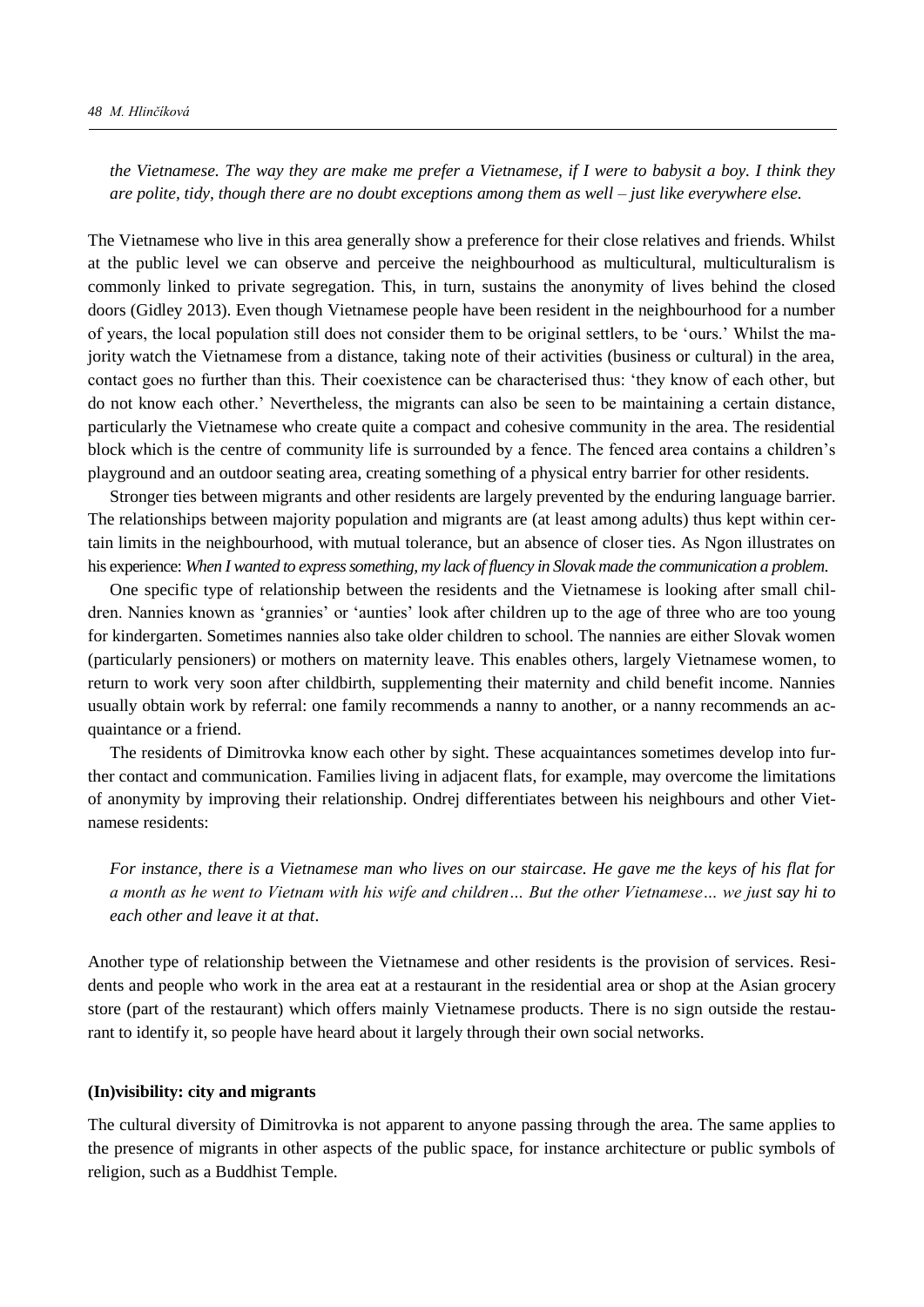*the Vietnamese. The way they are make me prefer a Vietnamese, if I were to babysit a boy. I think they are polite, tidy, though there are no doubt exceptions among them as well – just like everywhere else.*

The Vietnamese who live in this area generally show a preference for their close relatives and friends. Whilst at the public level we can observe and perceive the neighbourhood as multicultural, multiculturalism is commonly linked to private segregation. This, in turn, sustains the anonymity of lives behind the closed doors (Gidley 2013). Even though Vietnamese people have been resident in the neighbourhood for a number of years, the local population still does not consider them to be original settlers, to be 'ours.' Whilst the majority watch the Vietnamese from a distance, taking note of their activities (business or cultural) in the area, contact goes no further than this. Their coexistence can be characterised thus: 'they know of each other, but do not know each other.' Nevertheless, the migrants can also be seen to be maintaining a certain distance, particularly the Vietnamese who create quite a compact and cohesive community in the area. The residential block which is the centre of community life is surrounded by a fence. The fenced area contains a children's playground and an outdoor seating area, creating something of a physical entry barrier for other residents.

Stronger ties between migrants and other residents are largely prevented by the enduring language barrier. The relationships between majority population and migrants are (at least among adults) thus kept within certain limits in the neighbourhood, with mutual tolerance, but an absence of closer ties. As Ngon illustrates on his experience: *When I wanted to express something, my lack of fluency in Slovak made the communication a problem.*

One specific type of relationship between the residents and the Vietnamese is looking after small children. Nannies known as 'grannies' or 'aunties' look after children up to the age of three who are too young for kindergarten. Sometimes nannies also take older children to school. The nannies are either Slovak women (particularly pensioners) or mothers on maternity leave. This enables others, largely Vietnamese women, to return to work very soon after childbirth, supplementing their maternity and child benefit income. Nannies usually obtain work by referral: one family recommends a nanny to another, or a nanny recommends an acquaintance or a friend.

The residents of Dimitrovka know each other by sight. These acquaintances sometimes develop into further contact and communication. Families living in adjacent flats, for example, may overcome the limitations of anonymity by improving their relationship. Ondrej differentiates between his neighbours and other Vietnamese residents:

*For instance, there is a Vietnamese man who lives on our staircase. He gave me the keys of his flat for a month as he went to Vietnam with his wife and children… But the other Vietnamese… we just say hi to each other and leave it at that*.

Another type of relationship between the Vietnamese and other residents is the provision of services. Residents and people who work in the area eat at a restaurant in the residential area or shop at the Asian grocery store (part of the restaurant) which offers mainly Vietnamese products. There is no sign outside the restaurant to identify it, so people have heard about it largely through their own social networks.

### (In)visibility: city and migrants

The cultural diversity of Dimitrovka is not apparent to anyone passing through the area. The same applies to the presence of migrants in other aspects of the public space, for instance architecture or public symbols of religion, such as a Buddhist Temple.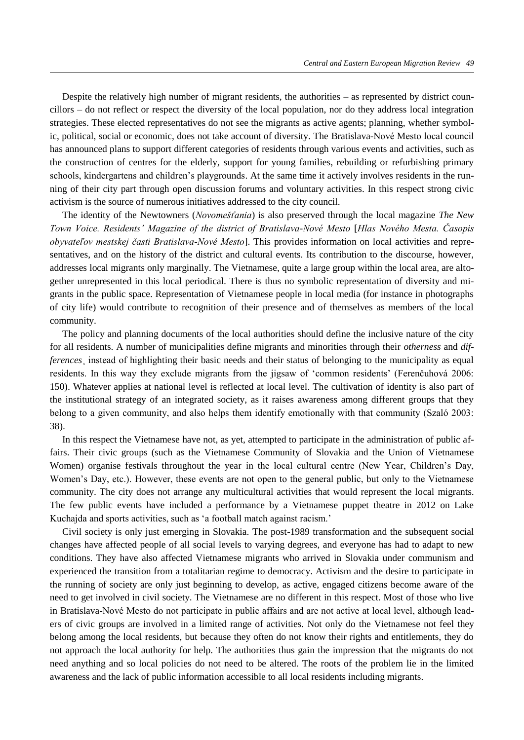Despite the relatively high number of migrant residents, the authorities – as represented by district councillors – do not reflect or respect the diversity of the local population, nor do they address local integration strategies. These elected representatives do not see the migrants as active agents; planning, whether symbolic, political, social or economic, does not take account of diversity. The Bratislava-Nové Mesto local council has announced plans to support different categories of residents through various events and activities, such as the construction of centres for the elderly, support for young families, rebuilding or refurbishing primary schools, kindergartens and children's playgrounds. At the same time it actively involves residents in the running of their city part through open discussion forums and voluntary activities. In this respect strong civic activism is the source of numerous initiatives addressed to the city council.

The identity of the Newtowners (*Novomešťania*) is also preserved through the local magazine *The New Town Voice. Residents' Magazine of the district of Bratislava-Nové Mesto* [*Hlas Nového Mesta. Časopis obyvateľov mestskej časti Bratislava-Nové Mesto*]. This provides information on local activities and representatives, and on the history of the district and cultural events. Its contribution to the discourse, however, addresses local migrants only marginally. The Vietnamese, quite a large group within the local area, are altogether unrepresented in this local periodical. There is thus no symbolic representation of diversity and migrants in the public space. Representation of Vietnamese people in local media (for instance in photographs of city life) would contribute to recognition of their presence and of themselves as members of the local community.

The policy and planning documents of the local authorities should define the inclusive nature of the city for all residents. A number of municipalities define migrants and minorities through their *otherness* and *differences*¸ instead of highlighting their basic needs and their status of belonging to the municipality as equal residents. In this way they exclude migrants from the jigsaw of 'common residents' (Ferenčuhová 2006: 150). Whatever applies at national level is reflected at local level. The cultivation of identity is also part of the institutional strategy of an integrated society, as it raises awareness among different groups that they belong to a given community, and also helps them identify emotionally with that community (Szaló 2003: 38).

In this respect the Vietnamese have not, as yet, attempted to participate in the administration of public affairs. Their civic groups (such as the Vietnamese Community of Slovakia and the Union of Vietnamese Women) organise festivals throughout the year in the local cultural centre (New Year, Children's Day, Women's Day, etc.). However, these events are not open to the general public, but only to the Vietnamese community. The city does not arrange any multicultural activities that would represent the local migrants. The few public events have included a performance by a Vietnamese puppet theatre in 2012 on Lake Kuchajda and sports activities, such as 'a football match against racism.'

Civil society is only just emerging in Slovakia. The post-1989 transformation and the subsequent social changes have affected people of all social levels to varying degrees, and everyone has had to adapt to new conditions. They have also affected Vietnamese migrants who arrived in Slovakia under communism and experienced the transition from a totalitarian regime to democracy. Activism and the desire to participate in the running of society are only just beginning to develop, as active, engaged citizens become aware of the need to get involved in civil society. The Vietnamese are no different in this respect. Most of those who live in Bratislava-Nové Mesto do not participate in public affairs and are not active at local level, although leaders of civic groups are involved in a limited range of activities. Not only do the Vietnamese not feel they belong among the local residents, but because they often do not know their rights and entitlements, they do not approach the local authority for help. The authorities thus gain the impression that the migrants do not need anything and so local policies do not need to be altered. The roots of the problem lie in the limited awareness and the lack of public information accessible to all local residents including migrants.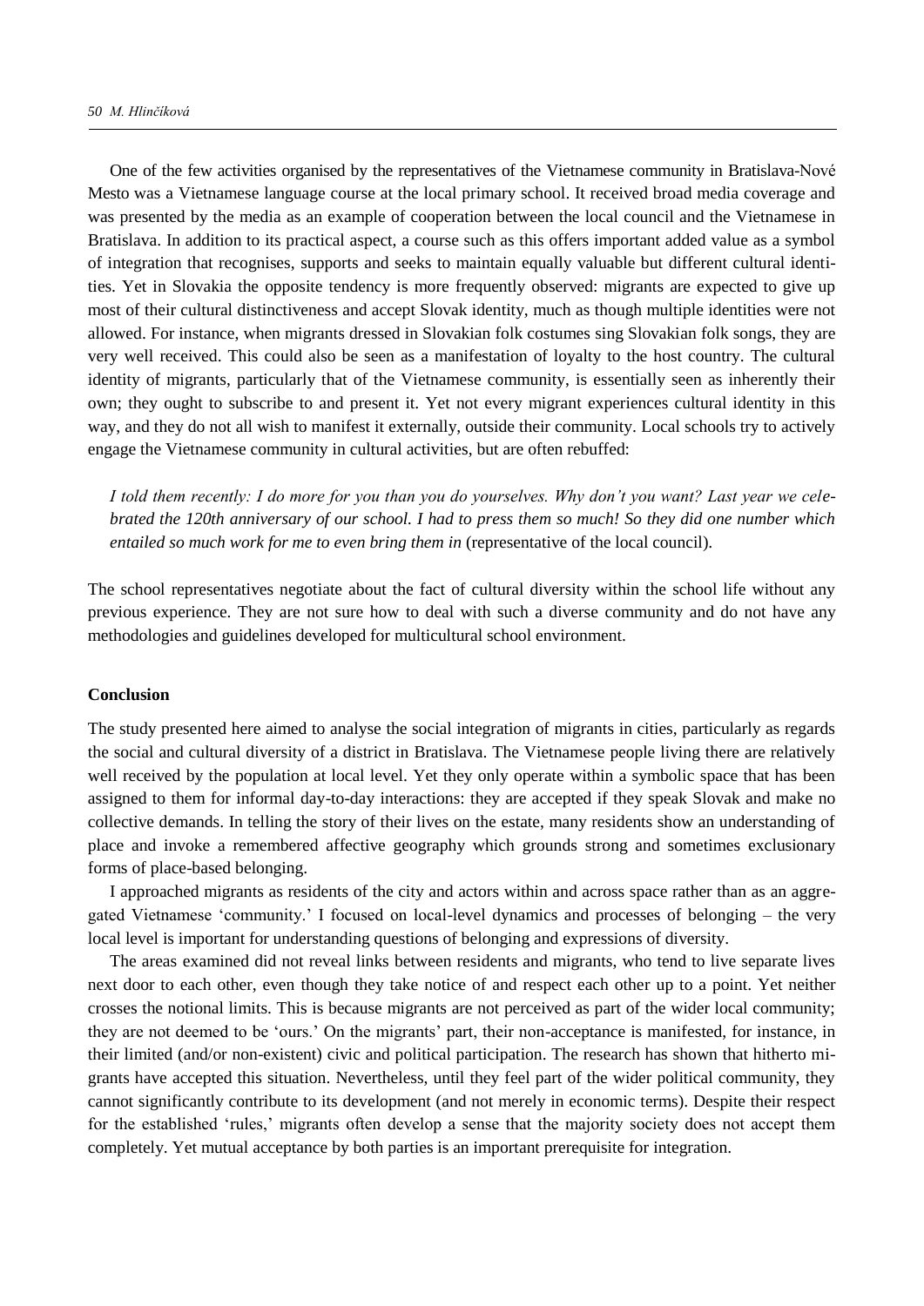One of the few activities organised by the representatives of the Vietnamese community in Bratislava-Nové Mesto was a Vietnamese language course at the local primary school. It received broad media coverage and was presented by the media as an example of cooperation between the local council and the Vietnamese in Bratislava. In addition to its practical aspect, a course such as this offers important added value as a symbol of integration that recognises, supports and seeks to maintain equally valuable but different cultural identities. Yet in Slovakia the opposite tendency is more frequently observed: migrants are expected to give up most of their cultural distinctiveness and accept Slovak identity, much as though multiple identities were not allowed. For instance, when migrants dressed in Slovakian folk costumes sing Slovakian folk songs, they are very well received. This could also be seen as a manifestation of loyalty to the host country. The cultural identity of migrants, particularly that of the Vietnamese community, is essentially seen as inherently their own; they ought to subscribe to and present it. Yet not every migrant experiences cultural identity in this way, and they do not all wish to manifest it externally, outside their community. Local schools try to actively engage the Vietnamese community in cultural activities, but are often rebuffed:

> *I told them recently: I do more for you than you do yourselves. Why don't you want? Last year we celebrated the 120th anniversary of our school. I had to press them so much! So they did one number which entailed so much work for me to even bring them in* (representative of the local council).

The school representatives negotiate about the fact of cultural diversity within the school life without any previous experience. They are not sure how to deal with such a diverse community and do not have any methodologies and guidelines developed for multicultural school environment.

## Conclusion

The study presented here aimed to analyse the social integration of migrants in cities, particularly as regards the social and cultural diversity of a district in Bratislava. The Vietnamese people living there are relatively well received by the population at local level. Yet they only operate within a symbolic space that has been assigned to them for informal day-to-day interactions: they are accepted if they speak Slovak and make no collective demands. In telling the story of their lives on the estate, many residents show an understanding of place and invoke a remembered affective geography which grounds strong and sometimes exclusionary forms of place-based belonging.

I approached migrants as residents of the city and actors within and across space rather than as an aggregated Vietnamese 'community.' I focused on local-level dynamics and processes of belonging – the very local level is important for understanding questions of belonging and expressions of diversity.

The areas examined did not reveal links between residents and migrants, who tend to live separate lives next door to each other, even though they take notice of and respect each other up to a point. Yet neither crosses the notional limits. This is because migrants are not perceived as part of the wider local community; they are not deemed to be 'ours.' On the migrants' part, their non-acceptance is manifested, for instance, in their limited (and/or non-existent) civic and political participation. The research has shown that hitherto migrants have accepted this situation. Nevertheless, until they feel part of the wider political community, they cannot significantly contribute to its development (and not merely in economic terms). Despite their respect for the established 'rules,' migrants often develop a sense that the majority society does not accept them completely. Yet mutual acceptance by both parties is an important prerequisite for integration.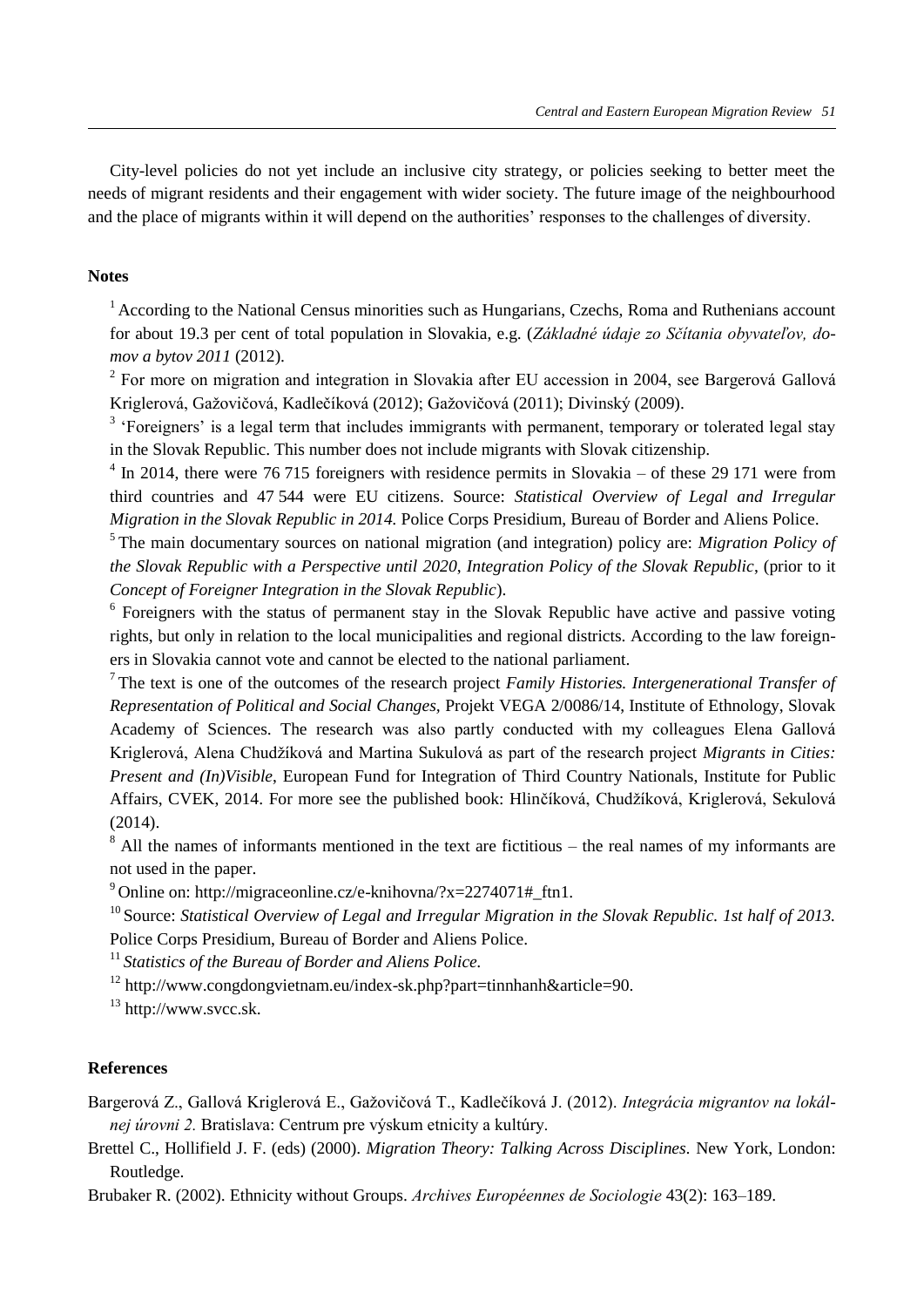City-level policies do not yet include an inclusive city strategy, or policies seeking to better meet the needs of migrant residents and their engagement with wider society. The future image of the neighbourhood and the place of migrants within it will depend on the authorities' responses to the challenges of diversity.

## Notes

[1] According to the National Census minorities such as Hungarians, Czechs, Roma and Ruthenians account for about 19.3 per cent of total population in Slovakia, e.g. (*Základné údaje zo Sčítania obyvateľov, domov a bytov 2011* (2012).

[2] For more on migration and integration in Slovakia after EU accession in 2004, see Bargerová Gallová Kriglerová, Gažovičová, Kadlečíková (2012); Gažovičová (2011); Divinský (2009).

[3] 'Foreigners' is a legal term that includes immigrants with permanent, temporary or tolerated legal stay in the Slovak Republic. This number does not include migrants with Slovak citizenship.

[4] In 2014, there were 76 715 foreigners with residence permits in Slovakia – of these 29 171 were from third countries and 47 544 were EU citizens. Source: *Statistical Overview of Legal and Irregular Migration in the Slovak Republic in 2014.* Police Corps Presidium, Bureau of Border and Aliens Police.

[5] The main documentary sources on national migration (and integration) policy are: *Migration Policy of the Slovak Republic with a Perspective until 2020*, *Integration Policy of the Slovak Republic*, (prior to it *Concept of Foreigner Integration in the Slovak Republic*).

[6] Foreigners with the status of permanent stay in the Slovak Republic have active and passive voting rights, but only in relation to the local municipalities and regional districts. According to the law foreigners in Slovakia cannot vote and cannot be elected to the national parliament.

[7] The text is one of the outcomes of the research project *Family Histories. Intergenerational Transfer of Representation of Political and Social Changes,* Projekt VEGA 2/0086/14, Institute of Ethnology, Slovak Academy of Sciences. The research was also partly conducted with my colleagues Elena Gallová Kriglerová, Alena Chudžíková and Martina Sukulová as part of the research project *Migrants in Cities: Present and (In)Visible*, European Fund for Integration of Third Country Nationals, Institute for Public Affairs, CVEK, 2014. For more see the published book: Hlinčíková, Chudžíková, Kriglerová, Sekulová (2014).

[8] All the names of informants mentioned in the text are fictitious – the real names of my informants are not used in the paper.

[9] Online on: http://migraceonline.cz/e-knihovna/?x=2274071#_ftn1.

[10] Source: *Statistical Overview of Legal and Irregular Migration in the Slovak Republic. 1st half of 2013.* Police Corps Presidium, Bureau of Border and Aliens Police.

[11] *Statistics of the Bureau of Border and Aliens Police.*

[12] http://www.congdongvietnam.eu/index-sk.php?part=tinnhanh&article=90.

[13] http://www.svcc.sk.

## References

Bargerová Z., Gallová Kriglerová E., Gažovičová T., Kadlečíková J. (2012). *Integrácia migrantov na lokálnej úrovni 2.* Bratislava: Centrum pre výskum etnicity a kultúry.

Brettel C., Hollifield J. F. (eds) (2000). *Migration Theory: Talking Across Disciplines.* New York, London: Routledge.

Brubaker R. (2002). Ethnicity without Groups. *Archives Européennes de Sociologie* 43(2): 163–189.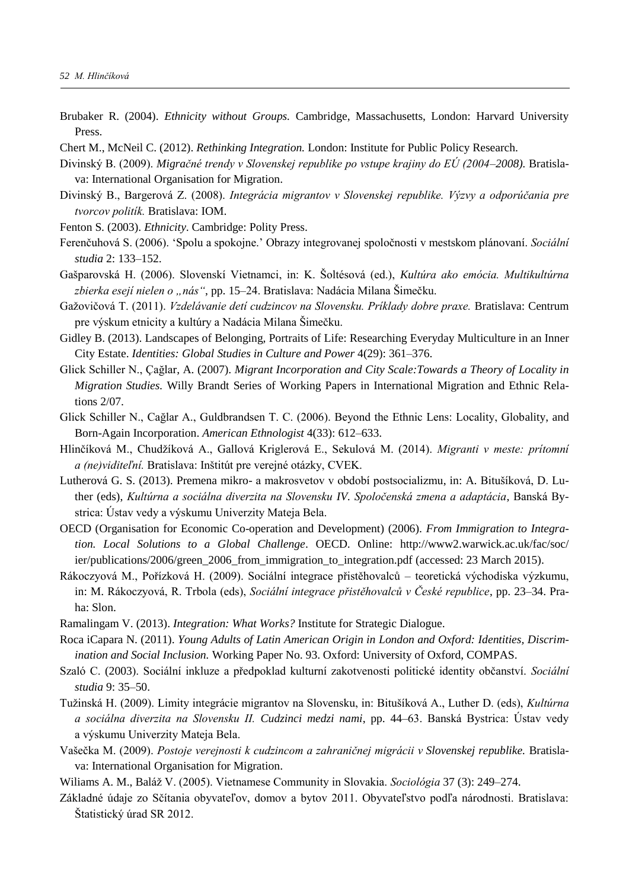Brubaker R. (2004). *Ethnicity without Groups.* Cambridge, Massachusetts, London: Harvard University Press.

Chert M., McNeil C. (2012). *Rethinking Integration.* London: Institute for Public Policy Research.

Divinský B. (2009). *Migračné trendy v Slovenskej republike po vstupe krajiny do EÚ (2004–2008).* Bratislava: International Organisation for Migration.

Divinský B., Bargerová Z. (2008). *Integrácia migrantov v Slovenskej republike. Výzvy a odporúčania pre tvorcov politík.* Bratislava: IOM.

Fenton S. (2003). *Ethnicity*. Cambridge: Polity Press.

Ferenčuhová S. (2006). 'Spolu a spokojne.' Obrazy integrovanej spoločnosti v mestskom plánovaní. *Sociální studia* 2: 133–152.

Gašparovská H. (2006). Slovenskí Vietnamci, in: K. Šoltésová (ed.), *Kultúra ako emócia. Multikultúrna zbierka esejí nielen o „nás"*, pp. 15–24. Bratislava: Nadácia Milana Šimečku.

Gažovičová T. (2011). *Vzdelávanie detí cudzincov na Slovensku. Príklady dobre praxe.* Bratislava: Centrum pre výskum etnicity a kultúry a Nadácia Milana Šimečku.

Gidley B. (2013). Landscapes of Belonging, Portraits of Life: Researching Everyday Multiculture in an Inner City Estate. *Identities: Global Studies in Culture and Power* 4(29): 361–376.

Glick Schiller N., Çağlar, A. (2007). *Migrant Incorporation and City Scale:Towards a Theory of Locality in Migration Studies.* Willy Brandt Series of Working Papers in International Migration and Ethnic Relations 2/07.

Glick Schiller N., Cağlar A., Guldbrandsen T. C. (2006). Beyond the Ethnic Lens: Locality, Globality, and Born-Again Incorporation. *American Ethnologist* 4(33): 612–633.

Hlinčíková M., Chudžíková A., Gallová Kriglerová E., Sekulová M. (2014). *Migranti v meste: prítomní a (ne)viditeľní.* Bratislava: Inštitút pre verejné otázky, CVEK.

Lutherová G. S. (2013). Premena mikro- a makrosvetov v období postsocializmu, in: A. Bitušíková, D. Luther (eds), *Kultúrna a sociálna diverzita na Slovensku IV. Spoločenská zmena a adaptácia*, Banská Bystrica: Ústav vedy a výskumu Univerzity Mateja Bela.

OECD (Organisation for Economic Co-operation and Development) (2006). *From Immigration to Integration. Local Solutions to a Global Challenge*. OECD. Online: http://www2.warwick.ac.uk/fac/soc/ier/publications/2006/green_2006_from_immigration_to_integration.pdf (accessed: 23 March 2015).

Rákoczyová M., Pořízková H. (2009). Sociální integrace přistěhovalců – teoretická východiska výzkumu, in: M. Rákoczyová, R. Trbola (eds), *Sociální integrace přistěhovalců v České republice*, pp. 23–34. Praha: Slon.

Ramalingam V. (2013). *Integration: What Works?* Institute for Strategic Dialogue.

Roca iCapara N. (2011). *Young Adults of Latin American Origin in London and Oxford: Identities, Discrimination and Social Inclusion.* Working Paper No. 93. Oxford: University of Oxford, COMPAS.

Szaló C. (2003). Sociální inkluze a předpoklad kulturní zakotvenosti politické identity občanství. *Sociální studia* 9: 35–50.

Tužinská H. (2009). Limity integrácie migrantov na Slovensku, in: Bitušíková A., Luther D. (eds), *Kultúrna a sociálna diverzita na Slovensku II. Cudzinci medzi nami*, pp. 44–63. Banská Bystrica: Ústav vedy a výskumu Univerzity Mateja Bela.

Vašečka M. (2009). *Postoje verejnosti k cudzincom a zahraničnej migrácii v Slovenskej republike.* Bratislava: International Organisation for Migration.

Wiliams A. M., Baláž V. (2005). Vietnamese Community in Slovakia. *Sociológia* 37 (3): 249–274.

Základné údaje zo Sčítania obyvateľov, domov a bytov 2011. Obyvateľstvo podľa národnosti. Bratislava: Štatistický úrad SR 2012.